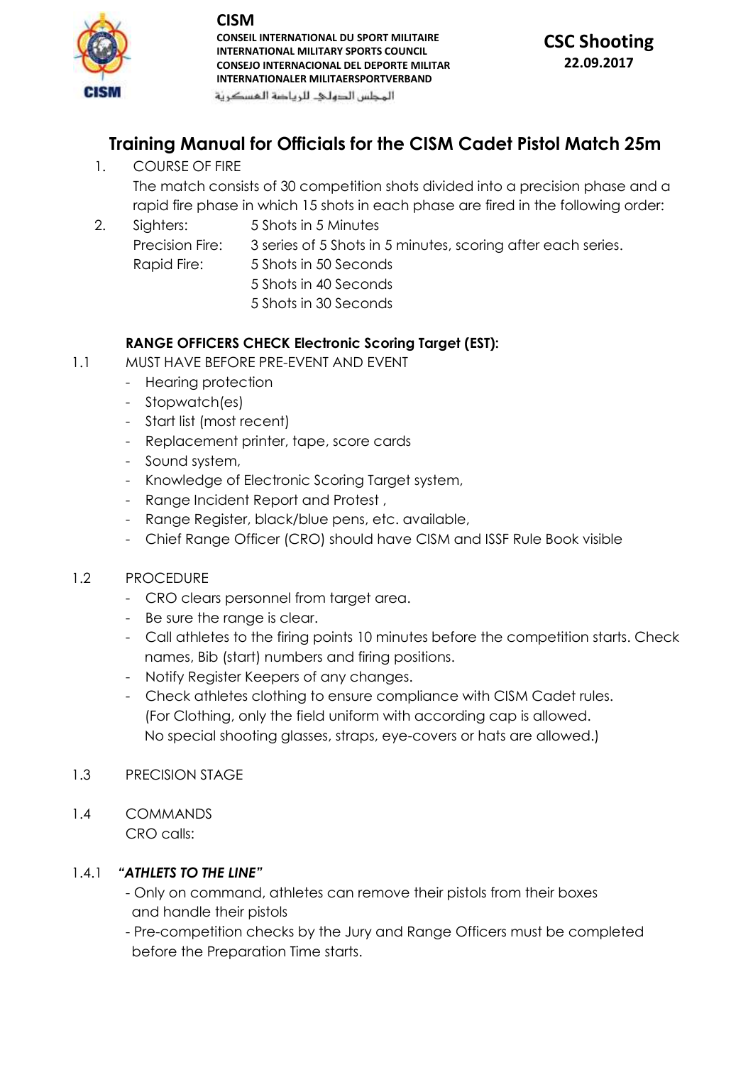**CISM**

**CONSEIL INTERNATIONAL DU SPORT MILITAIRE**
**INTERNATIONAL MILITARY SPORTS COUNCIL**
**CONSEJO INTERNACIONAL DEL DEPORTE MILITAR**
**INTERNATIONALER MILITAERSPORTVERBAND**
المجلس الدولي للرياضة العسكرية

**CSC Shooting**
**22.09.2017**

# Training Manual for Officials for the CISM Cadet Pistol Match 25m

1. COURSE OF FIRE
   The match consists of 30 competition shots divided into a precision phase and a rapid fire phase in which 15 shots in each phase are fired in the following order:
2. Sighters: 5 Shots in 5 Minutes
   Precision Fire: 3 series of 5 Shots in 5 minutes, scoring after each series.
   Rapid Fire: 5 Shots in 50 Seconds
   5 Shots in 40 Seconds
   5 Shots in 30 Seconds

**RANGE OFFICERS CHECK Electronic Scoring Target (EST):**

1.1 MUST HAVE BEFORE PRE-EVENT AND EVENT
- Hearing protection
- Stopwatch(es)
- Start list (most recent)
- Replacement printer, tape, score cards
- Sound system,
- Knowledge of Electronic Scoring Target system,
- Range Incident Report and Protest ,
- Range Register, black/blue pens, etc. available,
- Chief Range Officer (CRO) should have CISM and ISSF Rule Book visible

1.2 PROCEDURE
- CRO clears personnel from target area.
- Be sure the range is clear.
- Call athletes to the firing points 10 minutes before the competition starts. Check names, Bib (start) numbers and firing positions.
- Notify Register Keepers of any changes.
- Check athletes clothing to ensure compliance with CISM Cadet rules. (For Clothing, only the field uniform with according cap is allowed. No special shooting glasses, straps, eye-covers or hats are allowed.)

1.3 PRECISION STAGE

1.4 COMMANDS
CRO calls:

1.4.1 ***"ATHLETS TO THE LINE"***
- Only on command, athletes can remove their pistols from their boxes and handle their pistols
- Pre-competition checks by the Jury and Range Officers must be completed before the Preparation Time starts.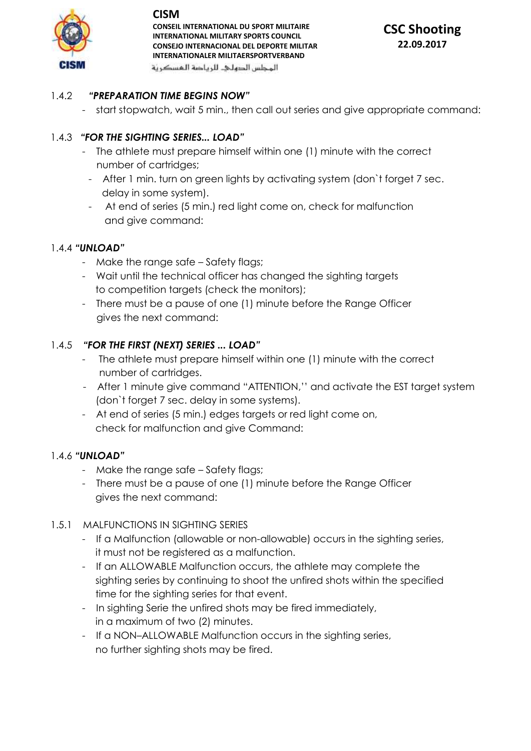### 1.4.2 ***"PREPARATION TIME BEGINS NOW"***

- start stopwatch, wait 5 min., then call out series and give appropriate command:

### 1.4.3 ***"FOR THE SIGHTING SERIES... LOAD"***

- The athlete must prepare himself within one (1) minute with the correct number of cartridges;
- After 1 min. turn on green lights by activating system (don`t forget 7 sec. delay in some system).
- At end of series (5 min.) red light come on, check for malfunction and give command:

### 1.4.4 ***"UNLOAD"***

- Make the range safe – Safety flags;
- Wait until the technical officer has changed the sighting targets to competition targets (check the monitors);
- There must be a pause of one (1) minute before the Range Officer gives the next command:

### 1.4.5 ***"FOR THE FIRST (NEXT) SERIES ... LOAD"***

- The athlete must prepare himself within one (1) minute with the correct number of cartridges.
- After 1 minute give command "ATTENTION,'' and activate the EST target system (don`t forget 7 sec. delay in some systems).
- At end of series (5 min.) edges targets or red light come on, check for malfunction and give Command:

### 1.4.6 ***"UNLOAD"***

- Make the range safe – Safety flags;
- There must be a pause of one (1) minute before the Range Officer gives the next command:

### 1.5.1 MALFUNCTIONS IN SIGHTING SERIES

- If a Malfunction (allowable or non-allowable) occurs in the sighting series, it must not be registered as a malfunction.
- If an ALLOWABLE Malfunction occurs, the athlete may complete the sighting series by continuing to shoot the unfired shots within the specified time for the sighting series for that event.
- In sighting Serie the unfired shots may be fired immediately, in a maximum of two (2) minutes.
- If a NON–ALLOWABLE Malfunction occurs in the sighting series, no further sighting shots may be fired.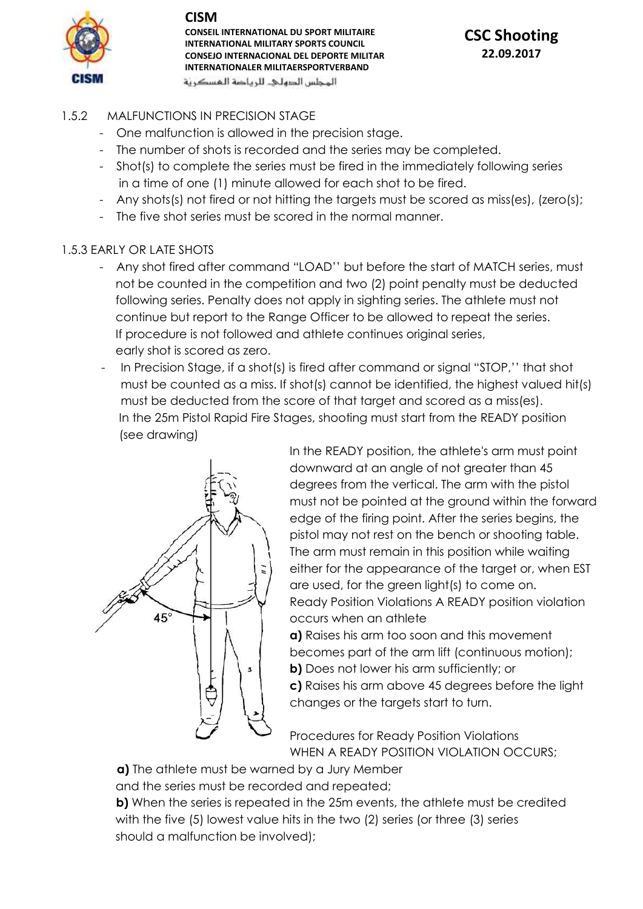### 1.5.2 MALFUNCTIONS IN PRECISION STAGE

- One malfunction is allowed in the precision stage.
- The number of shots is recorded and the series may be completed.
- Shot(s) to complete the series must be fired in the immediately following series in a time of one (1) minute allowed for each shot to be fired.
- Any shots(s) not fired or not hitting the targets must be scored as miss(es), (zero(s);
- The five shot series must be scored in the normal manner.

### 1.5.3 EARLY OR LATE SHOTS

- Any shot fired after command "LOAD'' but before the start of MATCH series, must not be counted in the competition and two (2) point penalty must be deducted following series. Penalty does not apply in sighting series. The athlete must not continue but report to the Range Officer to be allowed to repeat the series. If procedure is not followed and athlete continues original series, early shot is scored as zero.
- In Precision Stage, if a shot(s) is fired after command or signal "STOP,'' that shot must be counted as a miss. If shot(s) cannot be identified, the highest valued hit(s) must be deducted from the score of that target and scored as a miss(es). In the 25m Pistol Rapid Fire Stages, shooting must start from the READY position (see drawing)

In the READY position, the athlete's arm must point downward at an angle of not greater than 45 degrees from the vertical. The arm with the pistol must not be pointed at the ground within the forward edge of the firing point. After the series begins, the pistol may not rest on the bench or shooting table. The arm must remain in this position while waiting either for the appearance of the target or, when EST are used, for the green light(s) to come on. Ready Position Violations A READY position violation occurs when an athlete

**a)** Raises his arm too soon and this movement becomes part of the arm lift (continuous motion);
**b)** Does not lower his arm sufficiently; or
**c)** Raises his arm above 45 degrees before the light changes or the targets start to turn.

Procedures for Ready Position Violations
WHEN A READY POSITION VIOLATION OCCURS;

**a)** The athlete must be warned by a Jury Member and the series must be recorded and repeated;
**b)** When the series is repeated in the 25m events, the athlete must be credited with the five (5) lowest value hits in the two (2) series (or three (3) series should a malfunction be involved);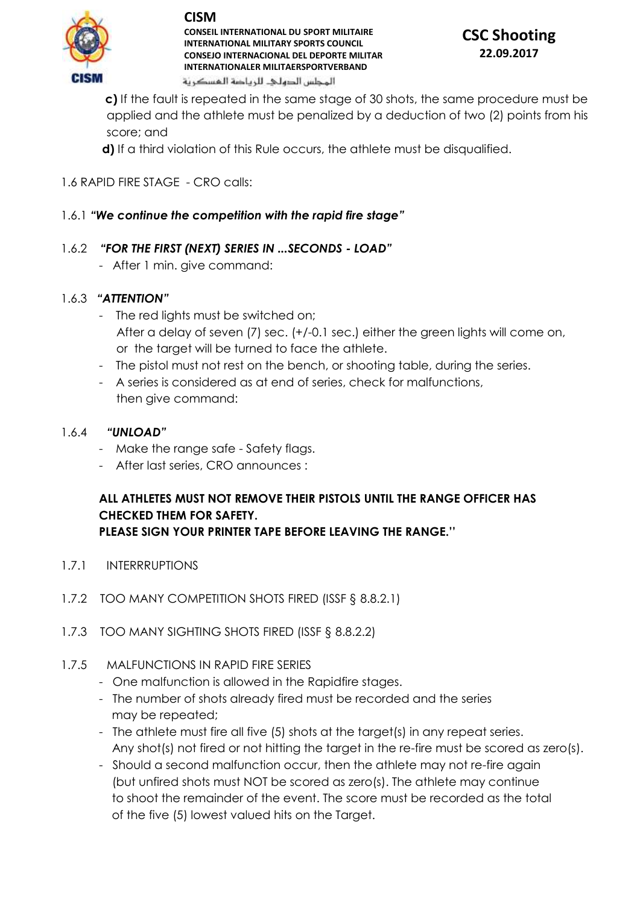**c)** If the fault is repeated in the same stage of 30 shots, the same procedure must be applied and the athlete must be penalized by a deduction of two (2) points from his score; and

**d)** If a third violation of this Rule occurs, the athlete must be disqualified.

1.6 RAPID FIRE STAGE - CRO calls:

1.6.1 ***"We continue the competition with the rapid fire stage"***

1.6.2 ***"FOR THE FIRST (NEXT) SERIES IN ...SECONDS - LOAD"***

- After 1 min. give command:

1.6.3 ***"ATTENTION"***

- The red lights must be switched on;
  After a delay of seven (7) sec. (+/-0.1 sec.) either the green lights will come on, or the target will be turned to face the athlete.
- The pistol must not rest on the bench, or shooting table, during the series.
- A series is considered as at end of series, check for malfunctions, then give command:

1.6.4 ***"UNLOAD"***

- Make the range safe - Safety flags.
- After last series, CRO announces :

**ALL ATHLETES MUST NOT REMOVE THEIR PISTOLS UNTIL THE RANGE OFFICER HAS CHECKED THEM FOR SAFETY.**
**PLEASE SIGN YOUR PRINTER TAPE BEFORE LEAVING THE RANGE."**

1.7.1 INTERRRUPTIONS

1.7.2 TOO MANY COMPETITION SHOTS FIRED (ISSF § 8.8.2.1)

1.7.3 TOO MANY SIGHTING SHOTS FIRED (ISSF § 8.8.2.2)

1.7.5 MALFUNCTIONS IN RAPID FIRE SERIES

- One malfunction is allowed in the Rapidfire stages.
- The number of shots already fired must be recorded and the series may be repeated;
- The athlete must fire all five (5) shots at the target(s) in any repeat series. Any shot(s) not fired or not hitting the target in the re-fire must be scored as zero(s).
- Should a second malfunction occur, then the athlete may not re-fire again (but unfired shots must NOT be scored as zero(s). The athlete may continue to shoot the remainder of the event. The score must be recorded as the total of the five (5) lowest valued hits on the Target.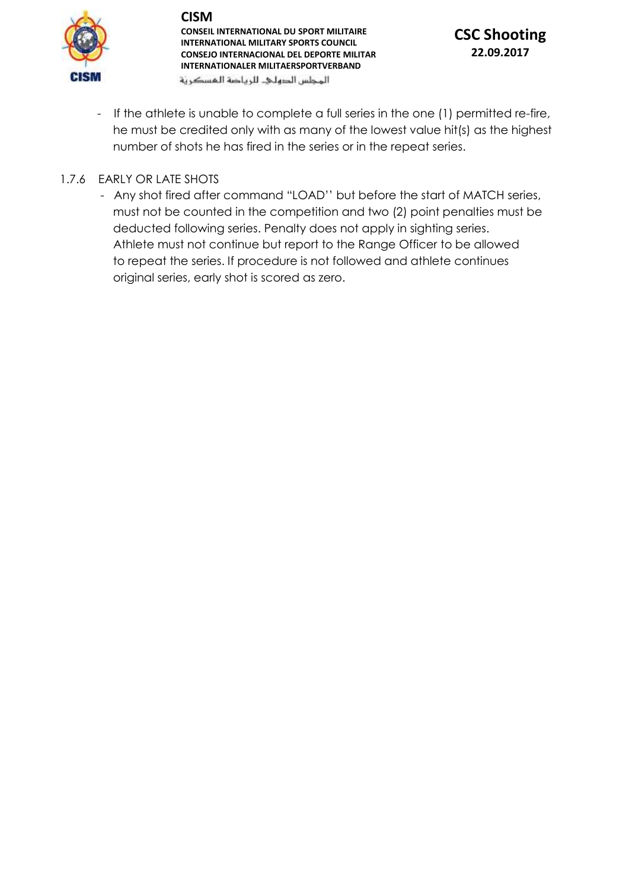- If the athlete is unable to complete a full series in the one (1) permitted re-fire, he must be credited only with as many of the lowest value hit(s) as the highest number of shots he has fired in the series or in the repeat series.

1.7.6 EARLY OR LATE SHOTS

- Any shot fired after command "LOAD'' but before the start of MATCH series, must not be counted in the competition and two (2) point penalties must be deducted following series. Penalty does not apply in sighting series. Athlete must not continue but report to the Range Officer to be allowed to repeat the series. If procedure is not followed and athlete continues original series, early shot is scored as zero.